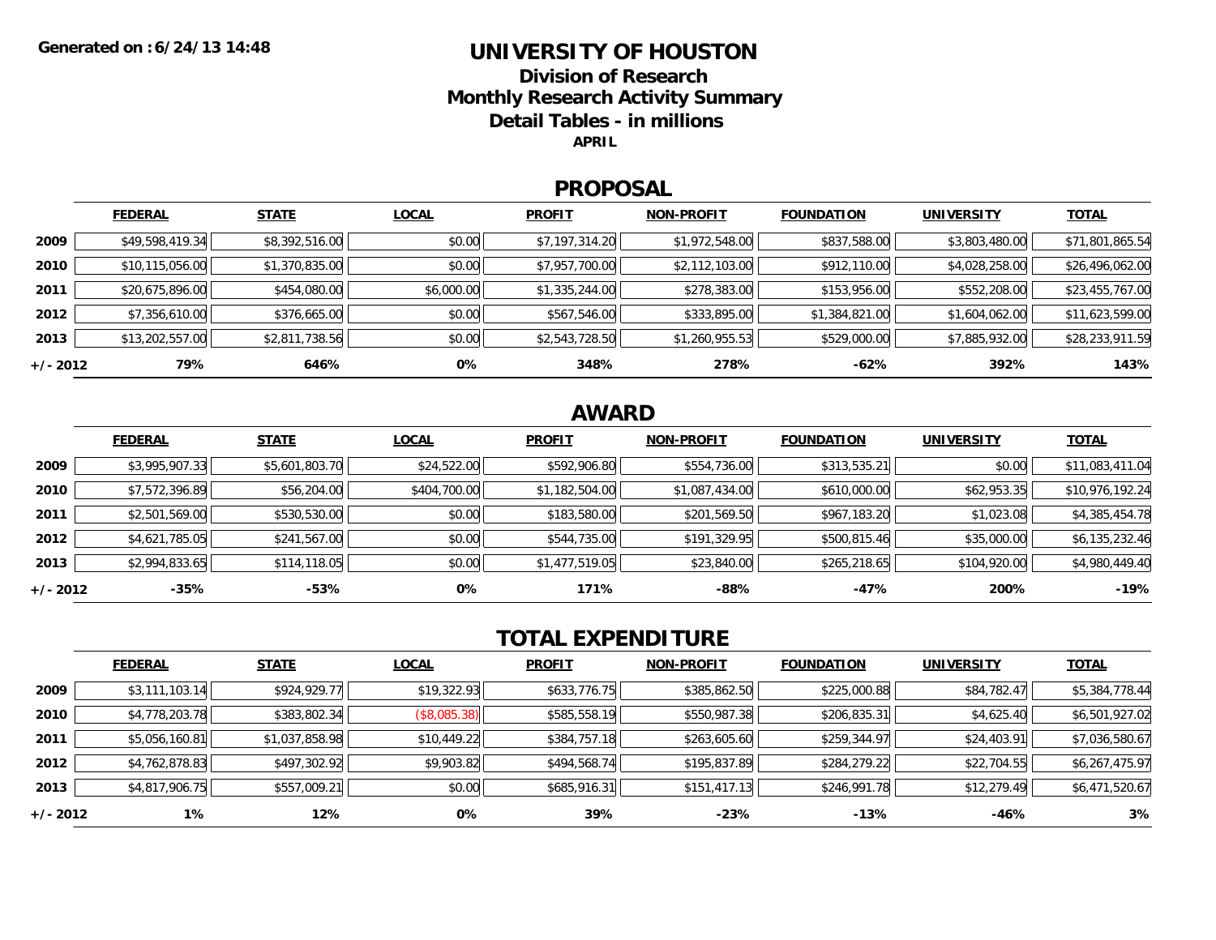Generated on :6/24/13 14:48

# UNIVERSITY OF HOUSTON

## Division of Research

## Monthly Research Activity Summary

## Detail Tables - in millions

**APRIL**

## PROPOSAL

| | FEDERAL | STATE | LOCAL | PROFIT | NON-PROFIT | FOUNDATION | UNIVERSITY | TOTAL |
|---|---|---|---|---|---|---|---|---|
| **2009** | $49,598,419.34 | $8,392,516.00 | $0.00 | $7,197,314.20 | $1,972,548.00 | $837,588.00 | $3,803,480.00 | $71,801,865.54 |
| **2010** | $10,115,056.00 | $1,370,835.00 | $0.00 | $7,957,700.00 | $2,112,103.00 | $912,110.00 | $4,028,258.00 | $26,496,062.00 |
| **2011** | $20,675,896.00 | $454,080.00 | $6,000.00 | $1,335,244.00 | $278,383.00 | $153,956.00 | $552,208.00 | $23,455,767.00 |
| **2012** | $7,356,610.00 | $376,665.00 | $0.00 | $567,546.00 | $333,895.00 | $1,384,821.00 | $1,604,062.00 | $11,623,599.00 |
| **2013** | $13,202,557.00 | $2,811,738.56 | $0.00 | $2,543,728.50 | $1,260,955.53 | $529,000.00 | $7,885,932.00 | $28,233,911.59 |
| **+/- 2012** | **79%** | **646%** | **0%** | **348%** | **278%** | **-62%** | **392%** | **143%** |

## AWARD

| | FEDERAL | STATE | LOCAL | PROFIT | NON-PROFIT | FOUNDATION | UNIVERSITY | TOTAL |
|---|---|---|---|---|---|---|---|---|
| **2009** | $3,995,907.33 | $5,601,803.70 | $24,522.00 | $592,906.80 | $554,736.00 | $313,535.21 | $0.00 | $11,083,411.04 |
| **2010** | $7,572,396.89 | $56,204.00 | $404,700.00 | $1,182,504.00 | $1,087,434.00 | $610,000.00 | $62,953.35 | $10,976,192.24 |
| **2011** | $2,501,569.00 | $530,530.00 | $0.00 | $183,580.00 | $201,569.50 | $967,183.20 | $1,023.08 | $4,385,454.78 |
| **2012** | $4,621,785.05 | $241,567.00 | $0.00 | $544,735.00 | $191,329.95 | $500,815.46 | $35,000.00 | $6,135,232.46 |
| **2013** | $2,994,833.65 | $114,118.05 | $0.00 | $1,477,519.05 | $23,840.00 | $265,218.65 | $104,920.00 | $4,980,449.40 |
| **+/- 2012** | **-35%** | **-53%** | **0%** | **171%** | **-88%** | **-47%** | **200%** | **-19%** |

## TOTAL EXPENDITURE

| | FEDERAL | STATE | LOCAL | PROFIT | NON-PROFIT | FOUNDATION | UNIVERSITY | TOTAL |
|---|---|---|---|---|---|---|---|---|
| **2009** | $3,111,103.14 | $924,929.77 | $19,322.93 | $633,776.75 | $385,862.50 | $225,000.88 | $84,782.47 | $5,384,778.44 |
| **2010** | $4,778,203.78 | $383,802.34 | ($8,085.38) | $585,558.19 | $550,987.38 | $206,835.31 | $4,625.40 | $6,501,927.02 |
| **2011** | $5,056,160.81 | $1,037,858.98 | $10,449.22 | $384,757.18 | $263,605.60 | $259,344.97 | $24,403.91 | $7,036,580.67 |
| **2012** | $4,762,878.83 | $497,302.92 | $9,903.82 | $494,568.74 | $195,837.89 | $284,279.22 | $22,704.55 | $6,267,475.97 |
| **2013** | $4,817,906.75 | $557,009.21 | $0.00 | $685,916.31 | $151,417.13 | $246,991.78 | $12,279.49 | $6,471,520.67 |
| **+/- 2012** | **1%** | **12%** | **0%** | **39%** | **-23%** | **-13%** | **-46%** | **3%** |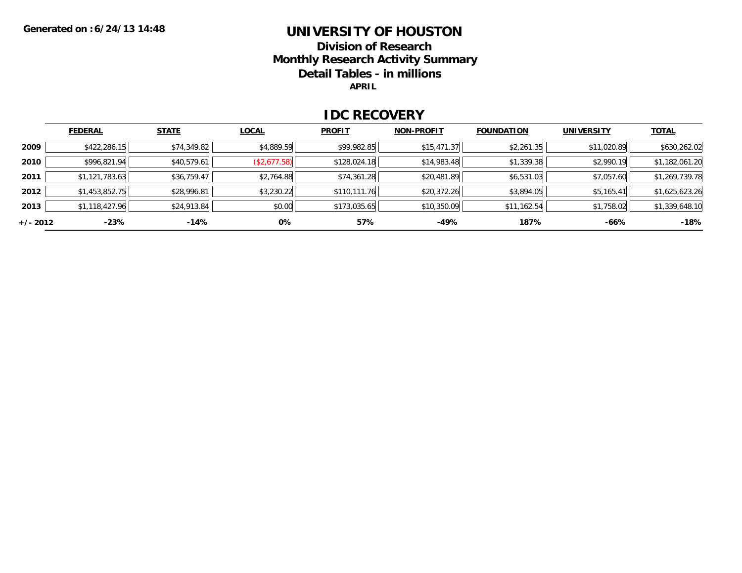Generated on :6/24/13 14:48

# UNIVERSITY OF HOUSTON

## Division of Research
## Monthly Research Activity Summary
## Detail Tables - in millions

**APRIL**

### IDC RECOVERY

| | FEDERAL | STATE | LOCAL | PROFIT | NON-PROFIT | FOUNDATION | UNIVERSITY | TOTAL |
|---|---|---|---|---|---|---|---|---|
| **2009** | $422,286.15 | $74,349.82 | $4,889.59 | $99,982.85 | $15,471.37 | $2,261.35 | $11,020.89 | $630,262.02 |
| **2010** | $996,821.94 | $40,579.61 | ($2,677.58) | $128,024.18 | $14,983.48 | $1,339.38 | $2,990.19 | $1,182,061.20 |
| **2011** | $1,121,783.63 | $36,759.47 | $2,764.88 | $74,361.28 | $20,481.89 | $6,531.03 | $7,057.60 | $1,269,739.78 |
| **2012** | $1,453,852.75 | $28,996.81 | $3,230.22 | $110,111.76 | $20,372.26 | $3,894.05 | $5,165.41 | $1,625,623.26 |
| **2013** | $1,118,427.96 | $24,913.84 | $0.00 | $173,035.65 | $10,350.09 | $11,162.54 | $1,758.02 | $1,339,648.10 |
| **+/- 2012** | **-23%** | **-14%** | **0%** | **57%** | **-49%** | **187%** | **-66%** | **-18%** |